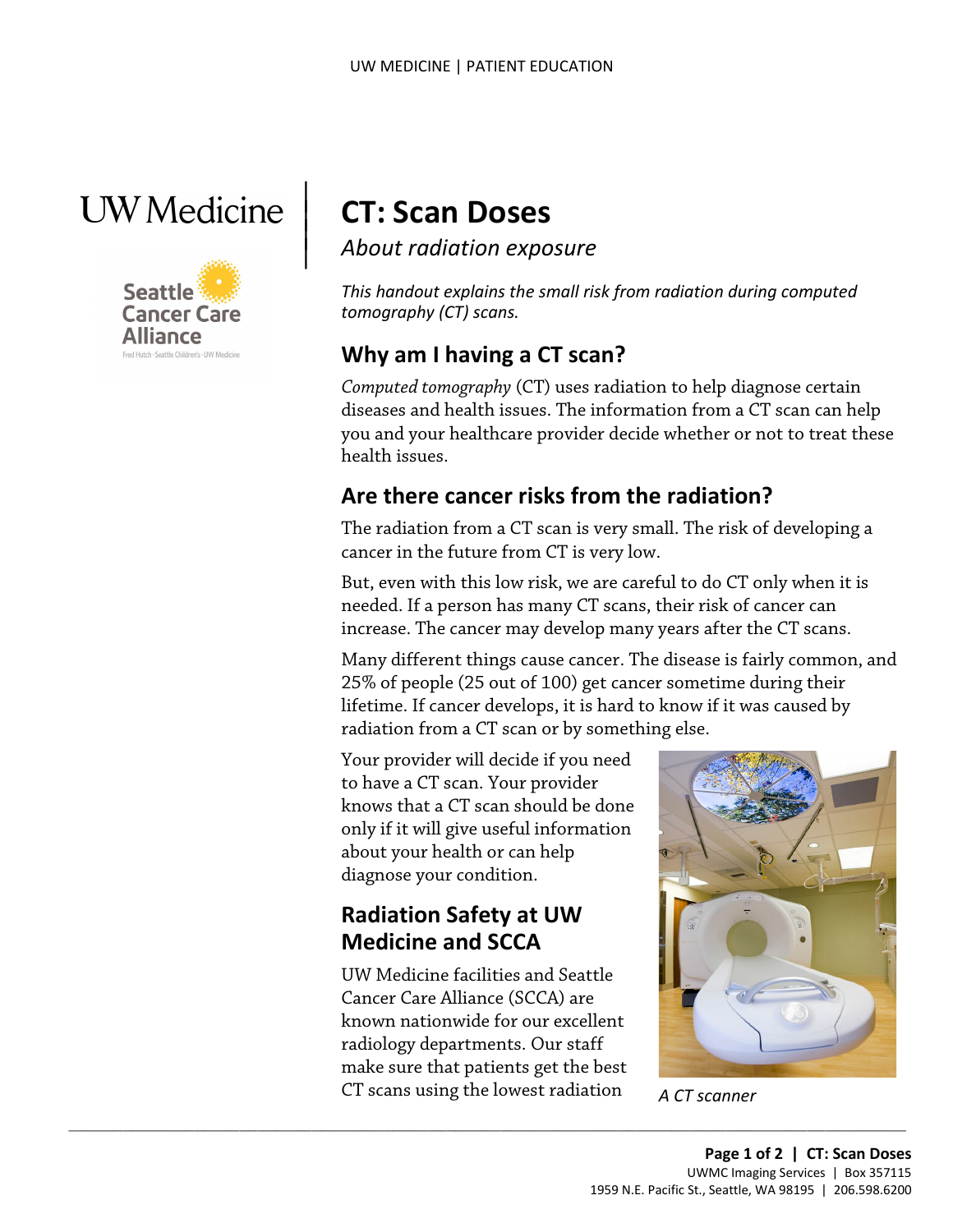# CT: Scan Doses

*About radiation exposure*

*This handout explains the small risk from radiation during computed tomography (CT) scans.*

## Why am I having a CT scan?

*Computed tomography* (CT) uses radiation to help diagnose certain diseases and health issues. The information from a CT scan can help you and your healthcare provider decide whether or not to treat these health issues.

## Are there cancer risks from the radiation?

The radiation from a CT scan is very small. The risk of developing a cancer in the future from CT is very low.

But, even with this low risk, we are careful to do CT only when it is needed. If a person has many CT scans, their risk of cancer can increase. The cancer may develop many years after the CT scans.

Many different things cause cancer. The disease is fairly common, and 25% of people (25 out of 100) get cancer sometime during their lifetime. If cancer develops, it is hard to know if it was caused by radiation from a CT scan or by something else.

Your provider will decide if you need to have a CT scan. Your provider knows that a CT scan should be done only if it will give useful information about your health or can help diagnose your condition.

*A CT scanner*

## Radiation Safety at UW Medicine and SCCA

UW Medicine facilities and Seattle Cancer Care Alliance (SCCA) are known nationwide for our excellent radiology departments. Our staff make sure that patients get the best CT scans using the lowest radiation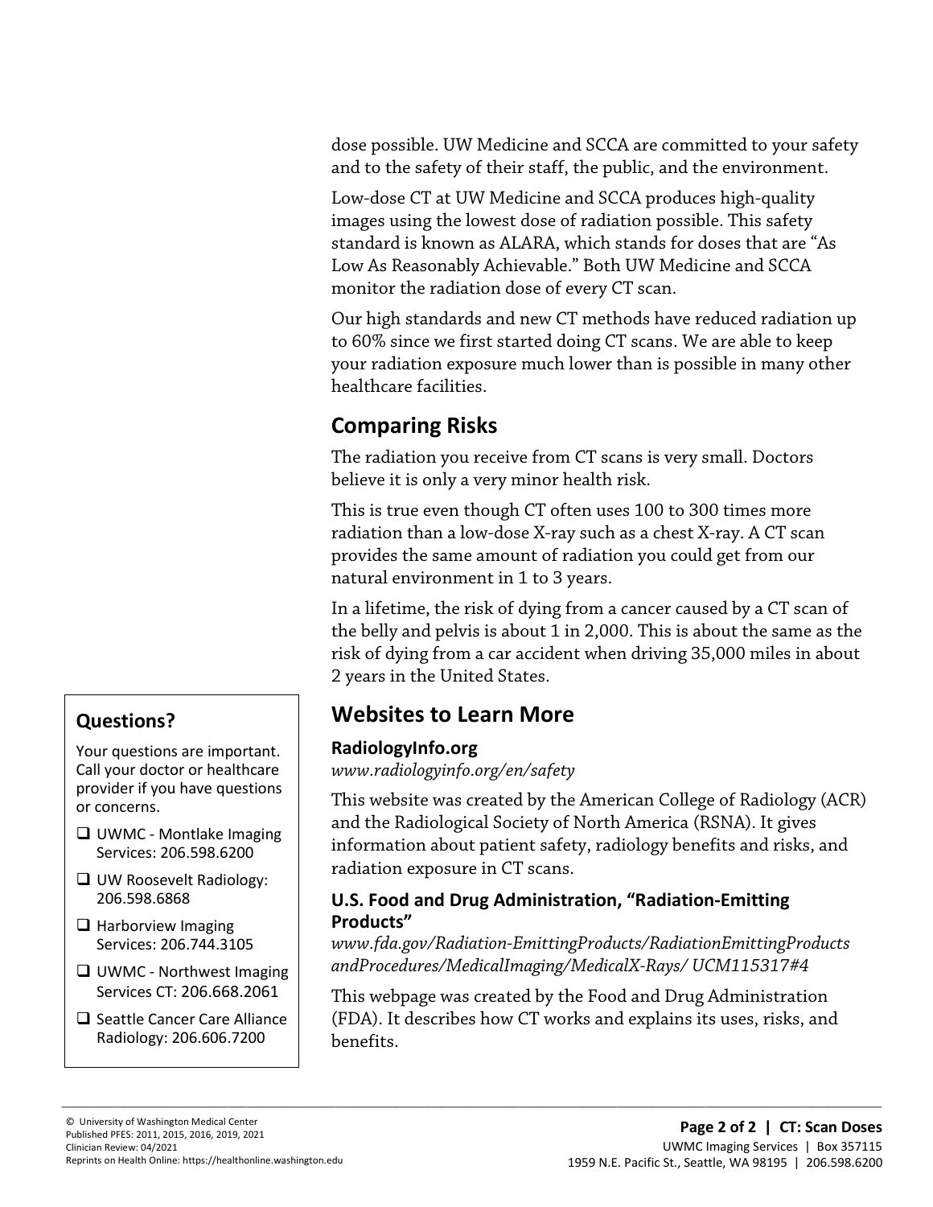dose possible. UW Medicine and SCCA are committed to your safety and to the safety of their staff, the public, and the environment.

Low-dose CT at UW Medicine and SCCA produces high-quality images using the lowest dose of radiation possible. This safety standard is known as ALARA, which stands for doses that are "As Low As Reasonably Achievable." Both UW Medicine and SCCA monitor the radiation dose of every CT scan.

Our high standards and new CT methods have reduced radiation up to 60% since we first started doing CT scans. We are able to keep your radiation exposure much lower than is possible in many other healthcare facilities.

## Comparing Risks

The radiation you receive from CT scans is very small. Doctors believe it is only a very minor health risk.

This is true even though CT often uses 100 to 300 times more radiation than a low-dose X-ray such as a chest X-ray. A CT scan provides the same amount of radiation you could get from our natural environment in 1 to 3 years.

In a lifetime, the risk of dying from a cancer caused by a CT scan of the belly and pelvis is about 1 in 2,000. This is about the same as the risk of dying from a car accident when driving 35,000 miles in about 2 years in the United States.

## Websites to Learn More

### RadiologyInfo.org

*www.radiologyinfo.org/en/safety*

This website was created by the American College of Radiology (ACR) and the Radiological Society of North America (RSNA). It gives information about patient safety, radiology benefits and risks, and radiation exposure in CT scans.

### U.S. Food and Drug Administration, "Radiation-Emitting Products"

*www.fda.gov/Radiation-EmittingProducts/RadiationEmittingProductsandProcedures/MedicalImaging/MedicalX-Rays/ UCM115317#4*

This webpage was created by the Food and Drug Administration (FDA). It describes how CT works and explains its uses, risks, and benefits.

### Questions?

Your questions are important. Call your doctor or healthcare provider if you have questions or concerns.

- ❑ UWMC - Montlake Imaging Services: 206.598.6200
- ❑ UW Roosevelt Radiology: 206.598.6868
- ❑ Harborview Imaging Services: 206.744.3105
- ❑ UWMC - Northwest Imaging Services CT: 206.668.2061
- ❑ Seattle Cancer Care Alliance Radiology: 206.606.7200

© University of Washington Medical Center
Published PFES: 2011, 2015, 2016, 2019, 2021
Clinician Review: 04/2021
Reprints on Health Online: https://healthonline.washington.edu

UWMC Imaging Services | Box 357115
1959 N.E. Pacific St., Seattle, WA 98195 | 206.598.6200